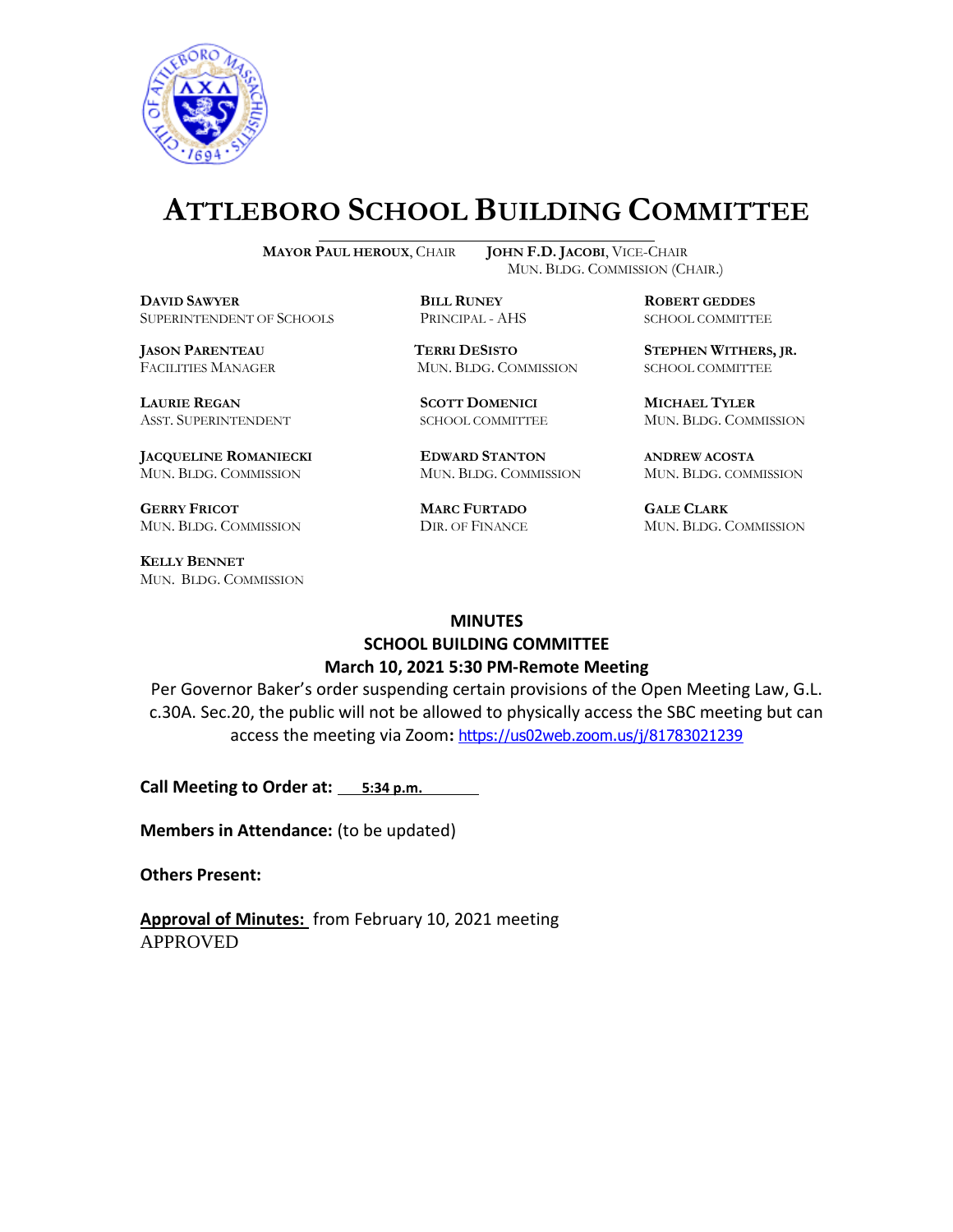# ATTLEBORO SCHOOL BUILDING COMMITTEE

**MAYOR PAUL HEROUX**, CHAIR  **JOHN F.D. JACOBI**, VICE-CHAIR
MUN. BLDG. COMMISSION (CHAIR.)

**DAVID SAWYER**
SUPERINTENDENT OF SCHOOLS

**BILL RUNEY**
PRINCIPAL - AHS

**ROBERT GEDDES**
SCHOOL COMMITTEE

**JASON PARENTEAU**
FACILITIES MANAGER

**TERRI DESISTO**
MUN. BLDG. COMMISSION

**STEPHEN WITHERS, JR.**
SCHOOL COMMITTEE

**LAURIE REGAN**
ASST. SUPERINTENDENT

**SCOTT DOMENICI**
SCHOOL COMMITTEE

**MICHAEL TYLER**
MUN. BLDG. COMMISSION

**JACQUELINE ROMANIECKI**
MUN. BLDG. COMMISSION

**EDWARD STANTON**
MUN. BLDG. COMMISSION

**ANDREW ACOSTA**
MUN. BLDG. COMMISSION

**GERRY FRICOT**
MUN. BLDG. COMMISSION

**MARC FURTADO**
DIR. OF FINANCE

**GALE CLARK**
MUN. BLDG. COMMISSION

**KELLY BENNET**
MUN. BLDG. COMMISSION

## MINUTES
## SCHOOL BUILDING COMMITTEE
## March 10, 2021 5:30 PM-Remote Meeting

Per Governor Baker's order suspending certain provisions of the Open Meeting Law, G.L. c.30A. Sec.20, the public will not be allowed to physically access the SBC meeting but can access the meeting via Zoom: https://us02web.zoom.us/j/81783021239

**Call Meeting to Order at:** 5:34 p.m.

**Members in Attendance:** (to be updated)

**Others Present:**

**Approval of Minutes:** from February 10, 2021 meeting
APPROVED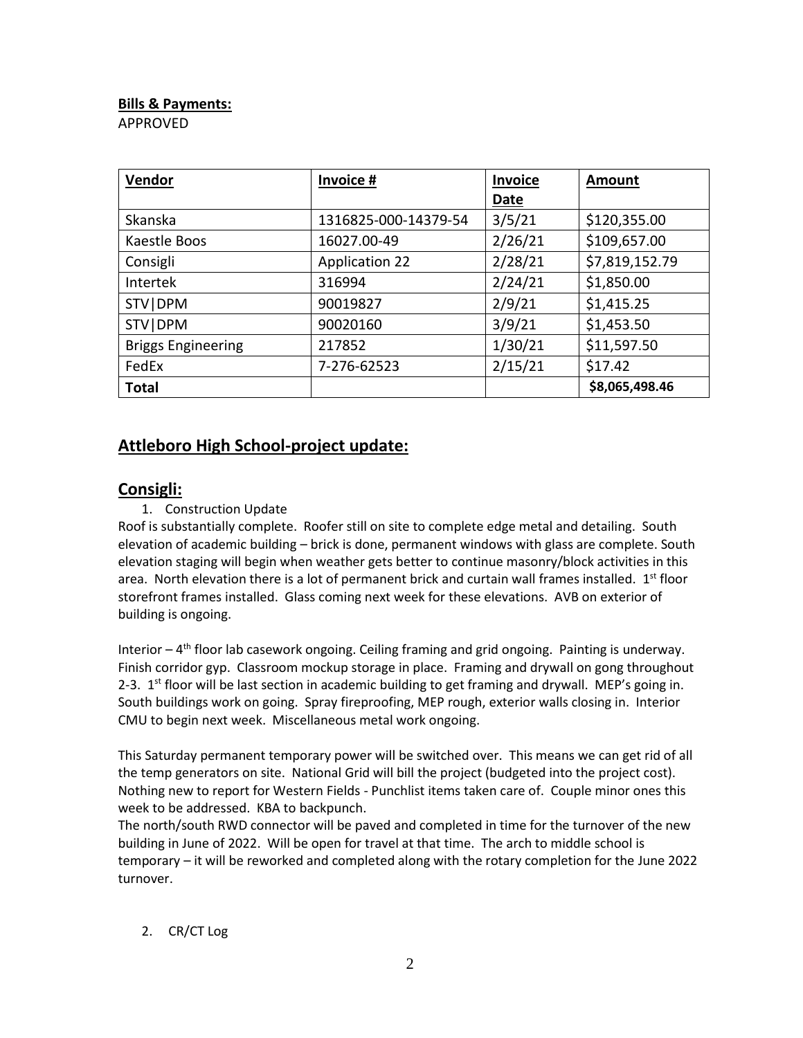**Bills & Payments:**

APPROVED

| Vendor | Invoice # | Invoice Date | Amount |
|---|---|---|---|
| Skanska | 1316825-000-14379-54 | 3/5/21 | $120,355.00 |
| Kaestle Boos | 16027.00-49 | 2/26/21 | $109,657.00 |
| Consigli | Application 22 | 2/28/21 | $7,819,152.79 |
| Intertek | 316994 | 2/24/21 | $1,850.00 |
| STV\|DPM | 90019827 | 2/9/21 | $1,415.25 |
| STV\|DPM | 90020160 | 3/9/21 | $1,453.50 |
| Briggs Engineering | 217852 | 1/30/21 | $11,597.50 |
| FedEx | 7-276-62523 | 2/15/21 | $17.42 |
| **Total** | | | **$8,065,498.46** |

## Attleboro High School-project update:

## Consigli:

1. Construction Update

Roof is substantially complete. Roofer still on site to complete edge metal and detailing. South elevation of academic building – brick is done, permanent windows with glass are complete. South elevation staging will begin when weather gets better to continue masonry/block activities in this area. North elevation there is a lot of permanent brick and curtain wall frames installed. 1st floor storefront frames installed. Glass coming next week for these elevations. AVB on exterior of building is ongoing.

Interior – 4th floor lab casework ongoing. Ceiling framing and grid ongoing. Painting is underway. Finish corridor gyp. Classroom mockup storage in place. Framing and drywall on gong throughout 2-3. 1st floor will be last section in academic building to get framing and drywall. MEP's going in. South buildings work on going. Spray fireproofing, MEP rough, exterior walls closing in. Interior CMU to begin next week. Miscellaneous metal work ongoing.

This Saturday permanent temporary power will be switched over. This means we can get rid of all the temp generators on site. National Grid will bill the project (budgeted into the project cost). Nothing new to report for Western Fields - Punchlist items taken care of. Couple minor ones this week to be addressed. KBA to backpunch.

The north/south RWD connector will be paved and completed in time for the turnover of the new building in June of 2022. Will be open for travel at that time. The arch to middle school is temporary – it will be reworked and completed along with the rotary completion for the June 2022 turnover.

2. CR/CT Log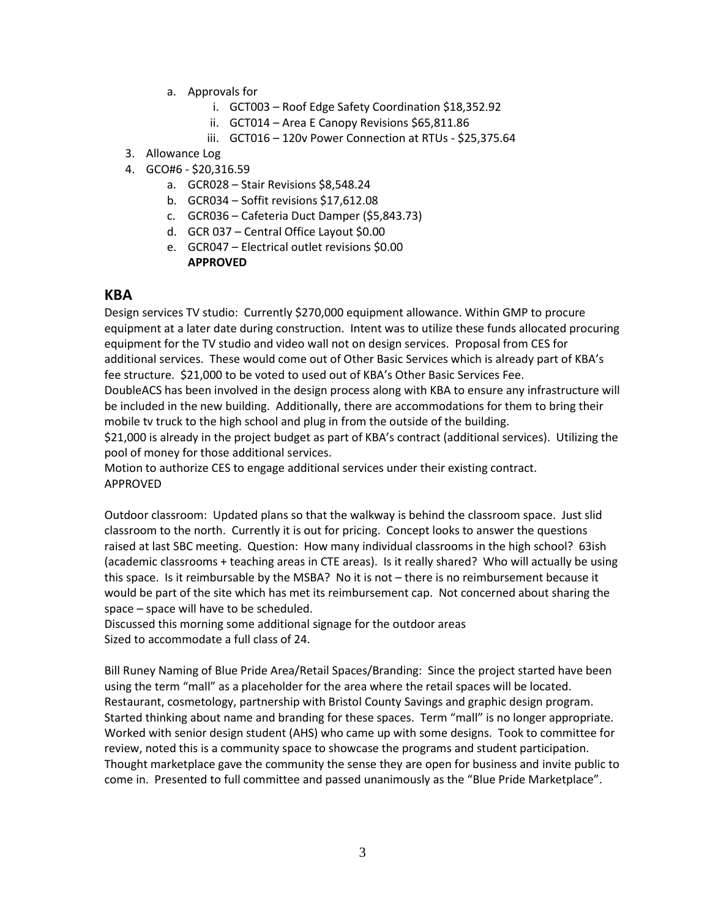a. Approvals for
    i. GCT003 – Roof Edge Safety Coordination $18,352.92
    ii. GCT014 – Area E Canopy Revisions $65,811.86
    iii. GCT016 – 120v Power Connection at RTUs - $25,375.64

3. Allowance Log
4. GCO#6 - $20,316.59
    a. GCR028 – Stair Revisions $8,548.24
    b. GCR034 – Soffit revisions $17,612.08
    c. GCR036 – Cafeteria Duct Damper ($5,843.73)
    d. GCR 037 – Central Office Layout $0.00
    e. GCR047 – Electrical outlet revisions $0.00
    **APPROVED**

## KBA

Design services TV studio: Currently $270,000 equipment allowance. Within GMP to procure equipment at a later date during construction. Intent was to utilize these funds allocated procuring equipment for the TV studio and video wall not on design services. Proposal from CES for additional services. These would come out of Other Basic Services which is already part of KBA's fee structure. $21,000 to be voted to used out of KBA's Other Basic Services Fee.
DoubleACS has been involved in the design process along with KBA to ensure any infrastructure will be included in the new building. Additionally, there are accommodations for them to bring their mobile tv truck to the high school and plug in from the outside of the building.
$21,000 is already in the project budget as part of KBA's contract (additional services). Utilizing the pool of money for those additional services.
Motion to authorize CES to engage additional services under their existing contract.
APPROVED

Outdoor classroom: Updated plans so that the walkway is behind the classroom space. Just slid classroom to the north. Currently it is out for pricing. Concept looks to answer the questions raised at last SBC meeting. Question: How many individual classrooms in the high school? 63ish (academic classrooms + teaching areas in CTE areas). Is it really shared? Who will actually be using this space. Is it reimbursable by the MSBA? No it is not – there is no reimbursement because it would be part of the site which has met its reimbursement cap. Not concerned about sharing the space – space will have to be scheduled.
Discussed this morning some additional signage for the outdoor areas
Sized to accommodate a full class of 24.

Bill Runey Naming of Blue Pride Area/Retail Spaces/Branding: Since the project started have been using the term "mall" as a placeholder for the area where the retail spaces will be located. Restaurant, cosmetology, partnership with Bristol County Savings and graphic design program. Started thinking about name and branding for these spaces. Term "mall" is no longer appropriate. Worked with senior design student (AHS) who came up with some designs. Took to committee for review, noted this is a community space to showcase the programs and student participation. Thought marketplace gave the community the sense they are open for business and invite public to come in. Presented to full committee and passed unanimously as the "Blue Pride Marketplace".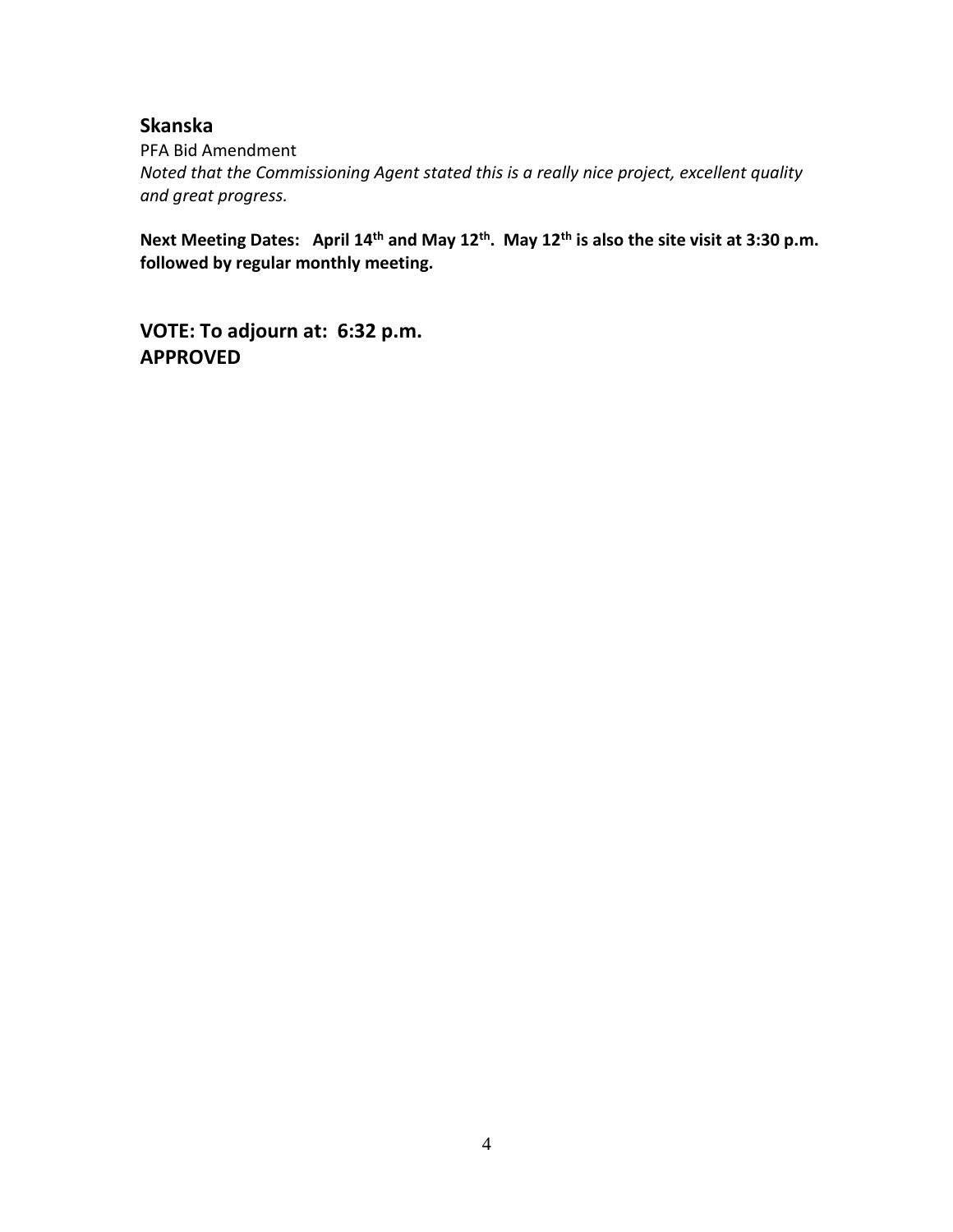## Skanska

PFA Bid Amendment

*Noted that the Commissioning Agent stated this is a really nice project, excellent quality and great progress.*

**Next Meeting Dates: April 14th and May 12th. May 12th is also the site visit at 3:30 p.m. followed by regular monthly meeting.**

## VOTE: To adjourn at: 6:32 p.m.
## APPROVED